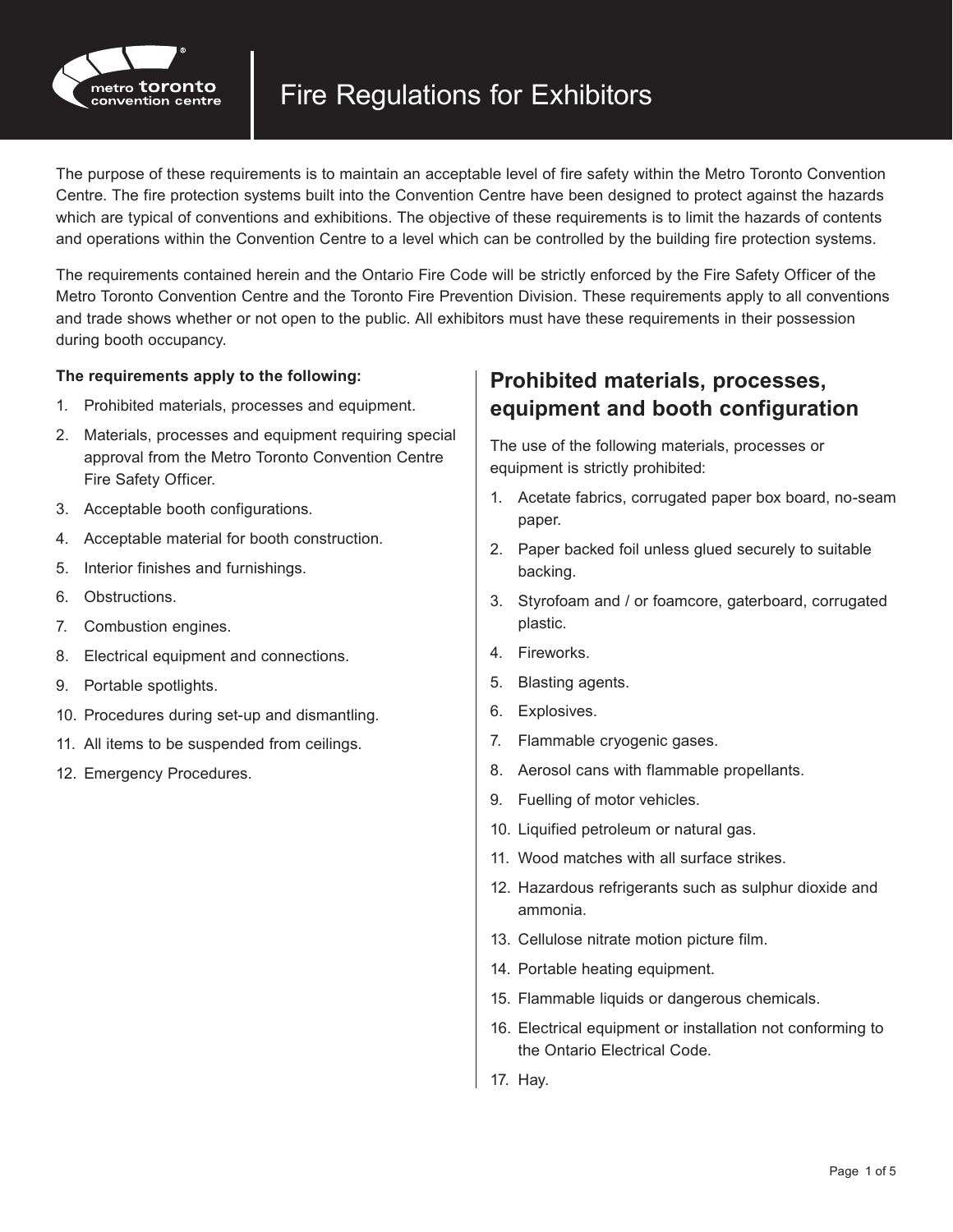# Fire Regulations for Exhibitors

The purpose of these requirements is to maintain an acceptable level of fire safety within the Metro Toronto Convention Centre. The fire protection systems built into the Convention Centre have been designed to protect against the hazards which are typical of conventions and exhibitions. The objective of these requirements is to limit the hazards of contents and operations within the Convention Centre to a level which can be controlled by the building fire protection systems.

The requirements contained herein and the Ontario Fire Code will be strictly enforced by the Fire Safety Officer of the Metro Toronto Convention Centre and the Toronto Fire Prevention Division. These requirements apply to all conventions and trade shows whether or not open to the public. All exhibitors must have these requirements in their possession during booth occupancy.

**The requirements apply to the following:**

1. Prohibited materials, processes and equipment.
2. Materials, processes and equipment requiring special approval from the Metro Toronto Convention Centre Fire Safety Officer.
3. Acceptable booth configurations.
4. Acceptable material for booth construction.
5. Interior finishes and furnishings.
6. Obstructions.
7. Combustion engines.
8. Electrical equipment and connections.
9. Portable spotlights.
10. Procedures during set-up and dismantling.
11. All items to be suspended from ceilings.
12. Emergency Procedures.

## Prohibited materials, processes, equipment and booth configuration

The use of the following materials, processes or equipment is strictly prohibited:

1. Acetate fabrics, corrugated paper box board, no-seam paper.
2. Paper backed foil unless glued securely to suitable backing.
3. Styrofoam and / or foamcore, gaterboard, corrugated plastic.
4. Fireworks.
5. Blasting agents.
6. Explosives.
7. Flammable cryogenic gases.
8. Aerosol cans with flammable propellants.
9. Fuelling of motor vehicles.
10. Liquified petroleum or natural gas.
11. Wood matches with all surface strikes.
12. Hazardous refrigerants such as sulphur dioxide and ammonia.
13. Cellulose nitrate motion picture film.
14. Portable heating equipment.
15. Flammable liquids or dangerous chemicals.
16. Electrical equipment or installation not conforming to the Ontario Electrical Code.
17. Hay.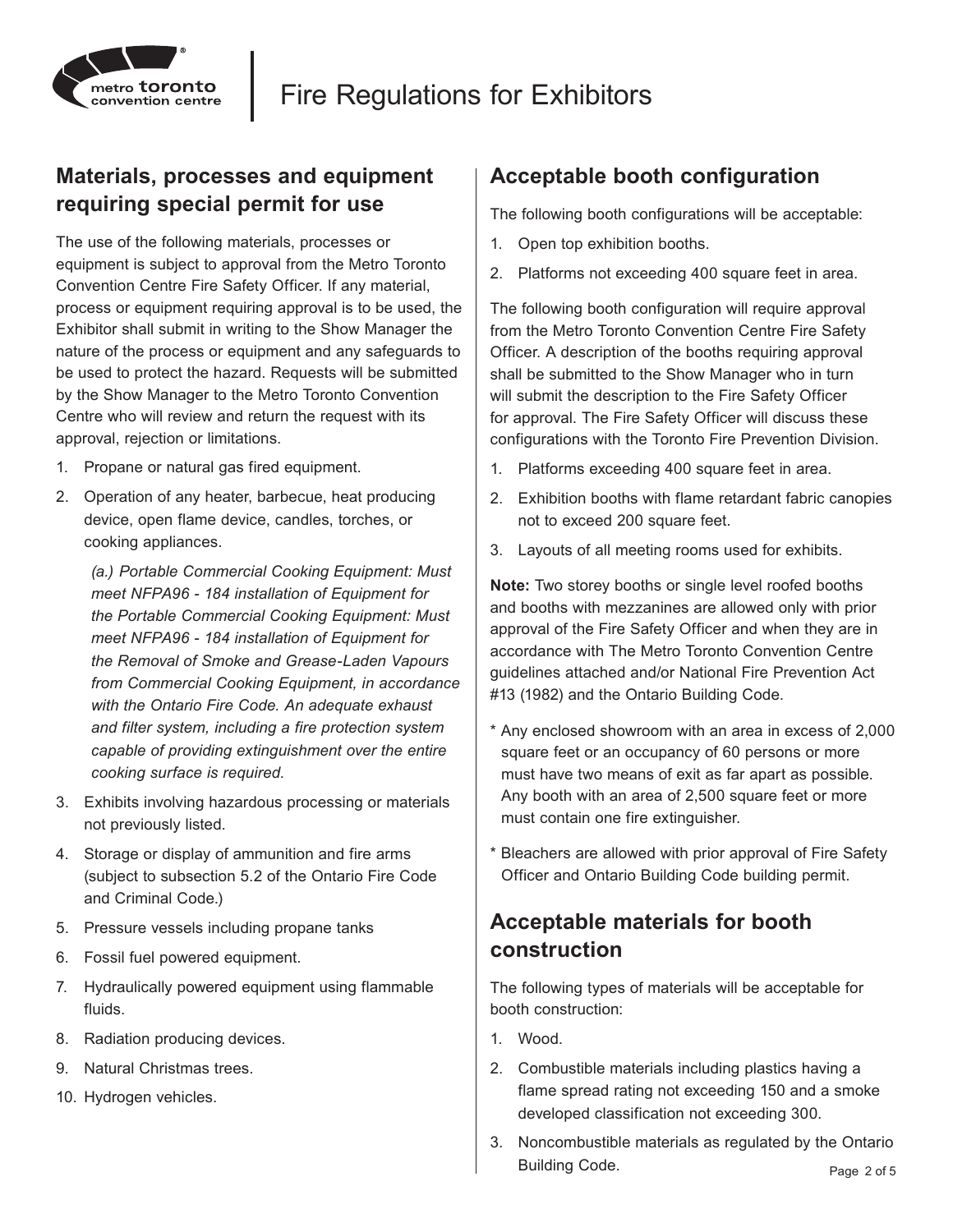## Materials, processes and equipment requiring special permit for use

The use of the following materials, processes or equipment is subject to approval from the Metro Toronto Convention Centre Fire Safety Officer. If any material, process or equipment requiring approval is to be used, the Exhibitor shall submit in writing to the Show Manager the nature of the process or equipment and any safeguards to be used to protect the hazard. Requests will be submitted by the Show Manager to the Metro Toronto Convention Centre who will review and return the request with its approval, rejection or limitations.

1. Propane or natural gas fired equipment.
2. Operation of any heater, barbecue, heat producing device, open flame device, candles, torches, or cooking appliances.

   *(a.) Portable Commercial Cooking Equipment: Must meet NFPA96 - 184 installation of Equipment for the Portable Commercial Cooking Equipment: Must meet NFPA96 - 184 installation of Equipment for the Removal of Smoke and Grease-Laden Vapours from Commercial Cooking Equipment, in accordance with the Ontario Fire Code. An adequate exhaust and filter system, including a fire protection system capable of providing extinguishment over the entire cooking surface is required.*
3. Exhibits involving hazardous processing or materials not previously listed.
4. Storage or display of ammunition and fire arms (subject to subsection 5.2 of the Ontario Fire Code and Criminal Code.)
5. Pressure vessels including propane tanks
6. Fossil fuel powered equipment.
7. Hydraulically powered equipment using flammable fluids.
8. Radiation producing devices.
9. Natural Christmas trees.
10. Hydrogen vehicles.

## Acceptable booth configuration

The following booth configurations will be acceptable:

1. Open top exhibition booths.
2. Platforms not exceeding 400 square feet in area.

The following booth configuration will require approval from the Metro Toronto Convention Centre Fire Safety Officer. A description of the booths requiring approval shall be submitted to the Show Manager who in turn will submit the description to the Fire Safety Officer for approval. The Fire Safety Officer will discuss these configurations with the Toronto Fire Prevention Division.

1. Platforms exceeding 400 square feet in area.
2. Exhibition booths with flame retardant fabric canopies not to exceed 200 square feet.
3. Layouts of all meeting rooms used for exhibits.

**Note:** Two storey booths or single level roofed booths and booths with mezzanines are allowed only with prior approval of the Fire Safety Officer and when they are in accordance with The Metro Toronto Convention Centre guidelines attached and/or National Fire Prevention Act #13 (1982) and the Ontario Building Code.

\* Any enclosed showroom with an area in excess of 2,000 square feet or an occupancy of 60 persons or more must have two means of exit as far apart as possible. Any booth with an area of 2,500 square feet or more must contain one fire extinguisher.

\* Bleachers are allowed with prior approval of Fire Safety Officer and Ontario Building Code building permit.

## Acceptable materials for booth construction

The following types of materials will be acceptable for booth construction:

1. Wood.
2. Combustible materials including plastics having a flame spread rating not exceeding 150 and a smoke developed classification not exceeding 300.
3. Noncombustible materials as regulated by the Ontario Building Code.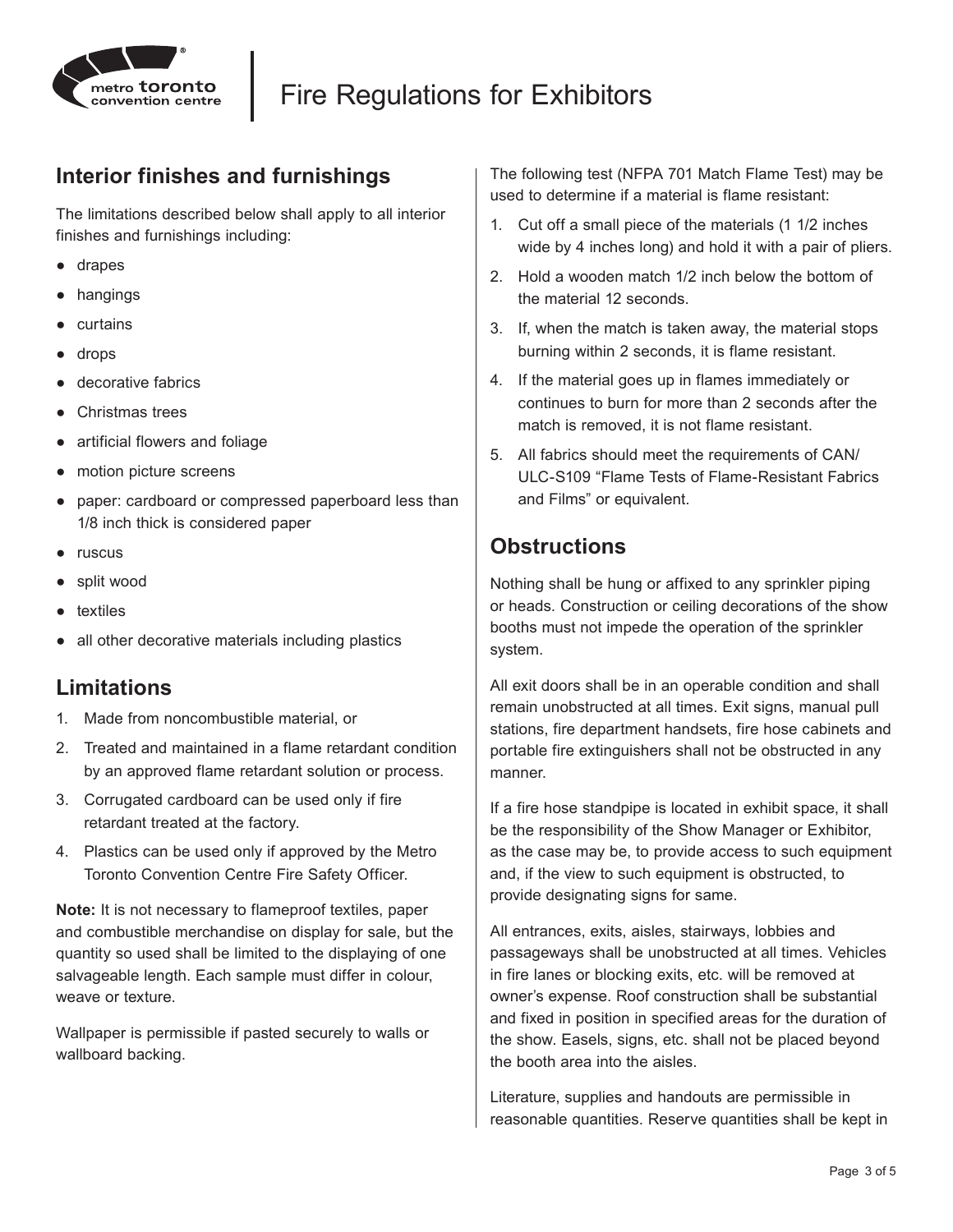## Interior finishes and furnishings

The limitations described below shall apply to all interior finishes and furnishings including:

- drapes
- hangings
- curtains
- drops
- decorative fabrics
- Christmas trees
- artificial flowers and foliage
- motion picture screens
- paper: cardboard or compressed paperboard less than 1/8 inch thick is considered paper
- ruscus
- split wood
- textiles
- all other decorative materials including plastics

## Limitations

1. Made from noncombustible material, or
2. Treated and maintained in a flame retardant condition by an approved flame retardant solution or process.
3. Corrugated cardboard can be used only if fire retardant treated at the factory.
4. Plastics can be used only if approved by the Metro Toronto Convention Centre Fire Safety Officer.

**Note:** It is not necessary to flameproof textiles, paper and combustible merchandise on display for sale, but the quantity so used shall be limited to the displaying of one salvageable length. Each sample must differ in colour, weave or texture.

Wallpaper is permissible if pasted securely to walls or wallboard backing.

The following test (NFPA 701 Match Flame Test) may be used to determine if a material is flame resistant:

1. Cut off a small piece of the materials (1 1/2 inches wide by 4 inches long) and hold it with a pair of pliers.
2. Hold a wooden match 1/2 inch below the bottom of the material 12 seconds.
3. If, when the match is taken away, the material stops burning within 2 seconds, it is flame resistant.
4. If the material goes up in flames immediately or continues to burn for more than 2 seconds after the match is removed, it is not flame resistant.
5. All fabrics should meet the requirements of CAN/ULC-S109 “Flame Tests of Flame-Resistant Fabrics and Films” or equivalent.

## Obstructions

Nothing shall be hung or affixed to any sprinkler piping or heads. Construction or ceiling decorations of the show booths must not impede the operation of the sprinkler system.

All exit doors shall be in an operable condition and shall remain unobstructed at all times. Exit signs, manual pull stations, fire department handsets, fire hose cabinets and portable fire extinguishers shall not be obstructed in any manner.

If a fire hose standpipe is located in exhibit space, it shall be the responsibility of the Show Manager or Exhibitor, as the case may be, to provide access to such equipment and, if the view to such equipment is obstructed, to provide designating signs for same.

All entrances, exits, aisles, stairways, lobbies and passageways shall be unobstructed at all times. Vehicles in fire lanes or blocking exits, etc. will be removed at owner’s expense. Roof construction shall be substantial and fixed in position in specified areas for the duration of the show. Easels, signs, etc. shall not be placed beyond the booth area into the aisles.

Literature, supplies and handouts are permissible in reasonable quantities. Reserve quantities shall be kept in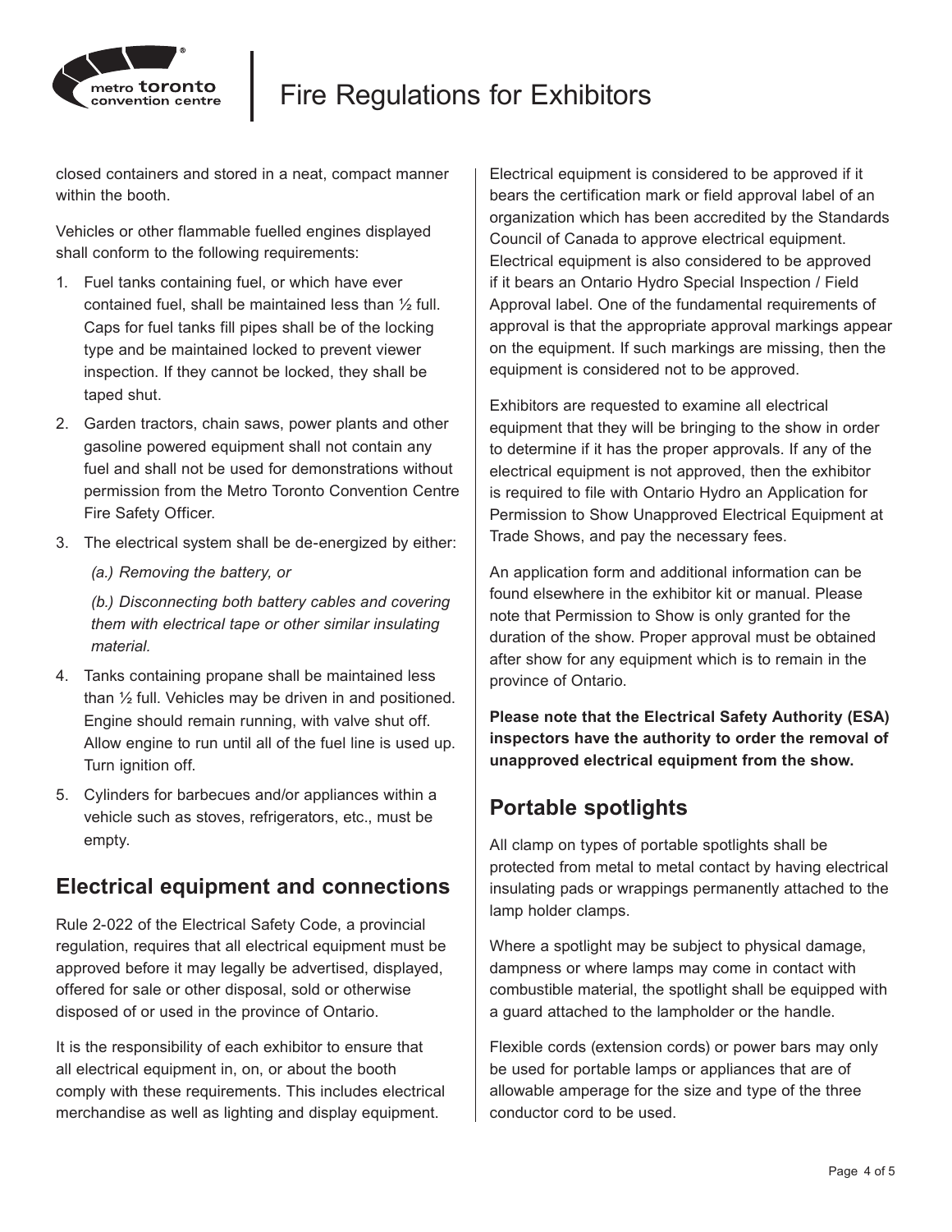closed containers and stored in a neat, compact manner within the booth.

Vehicles or other flammable fuelled engines displayed shall conform to the following requirements:

1. Fuel tanks containing fuel, or which have ever contained fuel, shall be maintained less than ½ full. Caps for fuel tanks fill pipes shall be of the locking type and be maintained locked to prevent viewer inspection. If they cannot be locked, they shall be taped shut.
2. Garden tractors, chain saws, power plants and other gasoline powered equipment shall not contain any fuel and shall not be used for demonstrations without permission from the Metro Toronto Convention Centre Fire Safety Officer.
3. The electrical system shall be de-energized by either:

   *(a.) Removing the battery, or*

   *(b.) Disconnecting both battery cables and covering them with electrical tape or other similar insulating material.*
4. Tanks containing propane shall be maintained less than ½ full. Vehicles may be driven in and positioned. Engine should remain running, with valve shut off. Allow engine to run until all of the fuel line is used up. Turn ignition off.
5. Cylinders for barbecues and/or appliances within a vehicle such as stoves, refrigerators, etc., must be empty.

## Electrical equipment and connections

Rule 2-022 of the Electrical Safety Code, a provincial regulation, requires that all electrical equipment must be approved before it may legally be advertised, displayed, offered for sale or other disposal, sold or otherwise disposed of or used in the province of Ontario.

It is the responsibility of each exhibitor to ensure that all electrical equipment in, on, or about the booth comply with these requirements. This includes electrical merchandise as well as lighting and display equipment.

Electrical equipment is considered to be approved if it bears the certification mark or field approval label of an organization which has been accredited by the Standards Council of Canada to approve electrical equipment. Electrical equipment is also considered to be approved if it bears an Ontario Hydro Special Inspection / Field Approval label. One of the fundamental requirements of approval is that the appropriate approval markings appear on the equipment. If such markings are missing, then the equipment is considered not to be approved.

Exhibitors are requested to examine all electrical equipment that they will be bringing to the show in order to determine if it has the proper approvals. If any of the electrical equipment is not approved, then the exhibitor is required to file with Ontario Hydro an Application for Permission to Show Unapproved Electrical Equipment at Trade Shows, and pay the necessary fees.

An application form and additional information can be found elsewhere in the exhibitor kit or manual. Please note that Permission to Show is only granted for the duration of the show. Proper approval must be obtained after show for any equipment which is to remain in the province of Ontario.

**Please note that the Electrical Safety Authority (ESA) inspectors have the authority to order the removal of unapproved electrical equipment from the show.**

## Portable spotlights

All clamp on types of portable spotlights shall be protected from metal to metal contact by having electrical insulating pads or wrappings permanently attached to the lamp holder clamps.

Where a spotlight may be subject to physical damage, dampness or where lamps may come in contact with combustible material, the spotlight shall be equipped with a guard attached to the lampholder or the handle.

Flexible cords (extension cords) or power bars may only be used for portable lamps or appliances that are of allowable amperage for the size and type of the three conductor cord to be used.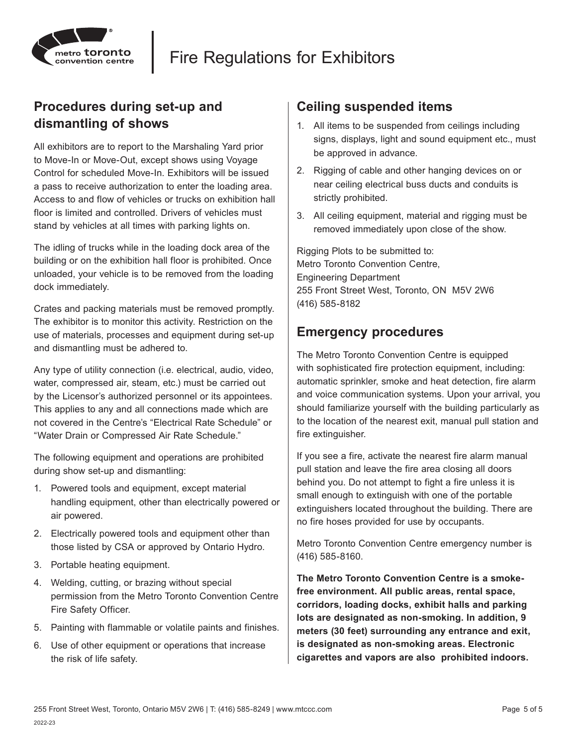## Procedures during set-up and dismantling of shows

All exhibitors are to report to the Marshaling Yard prior to Move-In or Move-Out, except shows using Voyage Control for scheduled Move-In. Exhibitors will be issued a pass to receive authorization to enter the loading area. Access to and flow of vehicles or trucks on exhibition hall floor is limited and controlled. Drivers of vehicles must stand by vehicles at all times with parking lights on.

The idling of trucks while in the loading dock area of the building or on the exhibition hall floor is prohibited. Once unloaded, your vehicle is to be removed from the loading dock immediately.

Crates and packing materials must be removed promptly. The exhibitor is to monitor this activity. Restriction on the use of materials, processes and equipment during set-up and dismantling must be adhered to.

Any type of utility connection (i.e. electrical, audio, video, water, compressed air, steam, etc.) must be carried out by the Licensor's authorized personnel or its appointees. This applies to any and all connections made which are not covered in the Centre's "Electrical Rate Schedule" or "Water Drain or Compressed Air Rate Schedule."

The following equipment and operations are prohibited during show set-up and dismantling:

1. Powered tools and equipment, except material handling equipment, other than electrically powered or air powered.
2. Electrically powered tools and equipment other than those listed by CSA or approved by Ontario Hydro.
3. Portable heating equipment.
4. Welding, cutting, or brazing without special permission from the Metro Toronto Convention Centre Fire Safety Officer.
5. Painting with flammable or volatile paints and finishes.
6. Use of other equipment or operations that increase the risk of life safety.

## Ceiling suspended items

1. All items to be suspended from ceilings including signs, displays, light and sound equipment etc., must be approved in advance.
2. Rigging of cable and other hanging devices on or near ceiling electrical buss ducts and conduits is strictly prohibited.
3. All ceiling equipment, material and rigging must be removed immediately upon close of the show.

Rigging Plots to be submitted to:
Metro Toronto Convention Centre,
Engineering Department
255 Front Street West, Toronto, ON M5V 2W6
(416) 585-8182

## Emergency procedures

The Metro Toronto Convention Centre is equipped with sophisticated fire protection equipment, including: automatic sprinkler, smoke and heat detection, fire alarm and voice communication systems. Upon your arrival, you should familiarize yourself with the building particularly as to the location of the nearest exit, manual pull station and fire extinguisher.

If you see a fire, activate the nearest fire alarm manual pull station and leave the fire area closing all doors behind you. Do not attempt to fight a fire unless it is small enough to extinguish with one of the portable extinguishers located throughout the building. There are no fire hoses provided for use by occupants.

Metro Toronto Convention Centre emergency number is (416) 585-8160.

**The Metro Toronto Convention Centre is a smoke-free environment. All public areas, rental space, corridors, loading docks, exhibit halls and parking lots are designated as non-smoking. In addition, 9 meters (30 feet) surrounding any entrance and exit, is designated as non-smoking areas. Electronic cigarettes and vapors are also prohibited indoors.**